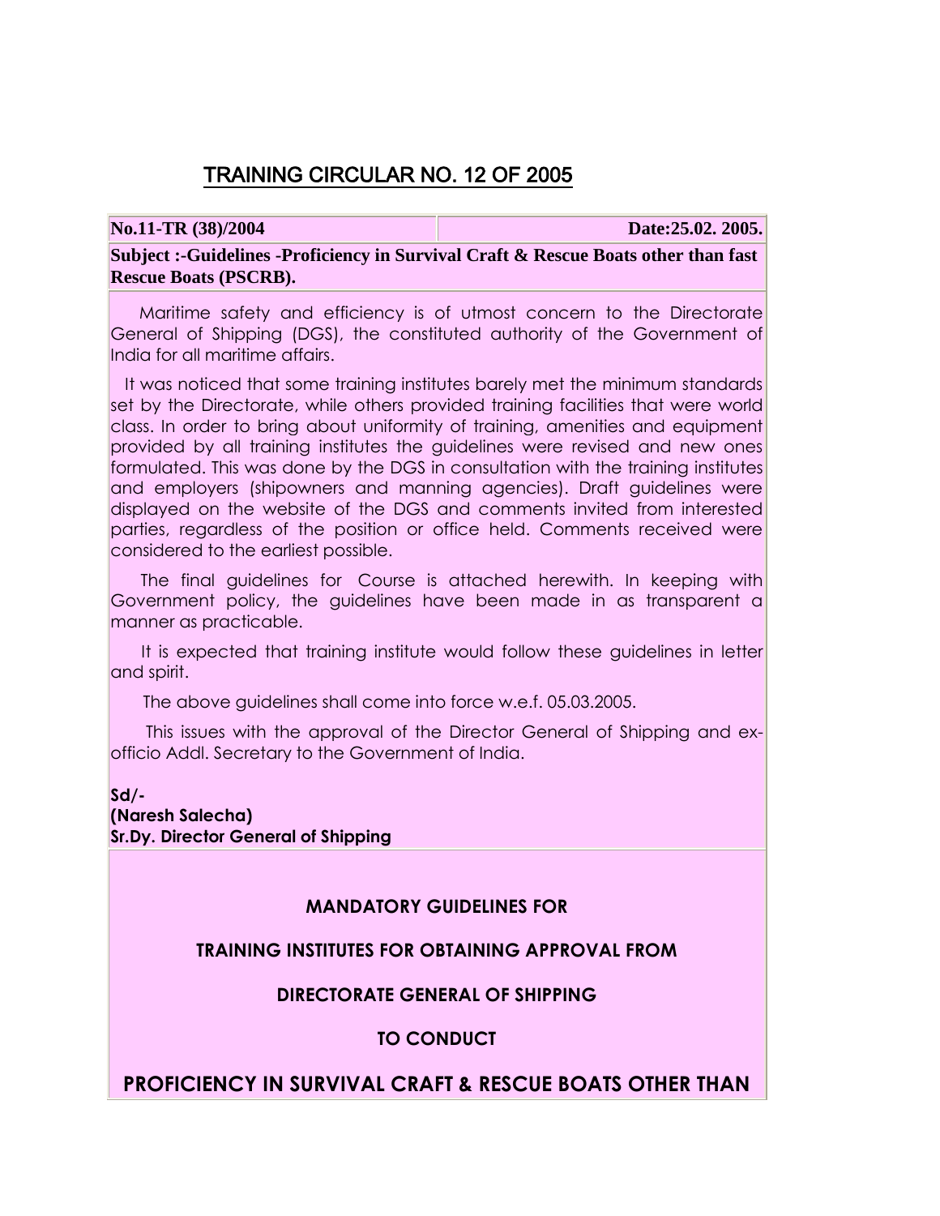# TRAINING CIRCULAR NO. 12 OF 2005

| **No.11-TR (38)/2004** | **Date:25.02. 2005.** |
| --- | --- |

**Subject :-Guidelines -Proficiency in Survival Craft & Rescue Boats other than fast Rescue Boats (PSCRB).**

Maritime safety and efficiency is of utmost concern to the Directorate General of Shipping (DGS), the constituted authority of the Government of India for all maritime affairs.

It was noticed that some training institutes barely met the minimum standards set by the Directorate, while others provided training facilities that were world class. In order to bring about uniformity of training, amenities and equipment provided by all training institutes the guidelines were revised and new ones formulated. This was done by the DGS in consultation with the training institutes and employers (shipowners and manning agencies). Draft guidelines were displayed on the website of the DGS and comments invited from interested parties, regardless of the position or office held. Comments received were considered to the earliest possible.

The final guidelines for Course is attached herewith. In keeping with Government policy, the guidelines have been made in as transparent a manner as practicable.

It is expected that training institute would follow these guidelines in letter and spirit.

The above guidelines shall come into force w.e.f. 05.03.2005.

This issues with the approval of the Director General of Shipping and ex-officio Addl. Secretary to the Government of India.

**Sd/-**
**(Naresh Salecha)**
**Sr.Dy. Director General of Shipping**

**MANDATORY GUIDELINES FOR**

**TRAINING INSTITUTES FOR OBTAINING APPROVAL FROM**

**DIRECTORATE GENERAL OF SHIPPING**

**TO CONDUCT**

**PROFICIENCY IN SURVIVAL CRAFT & RESCUE BOATS OTHER THAN**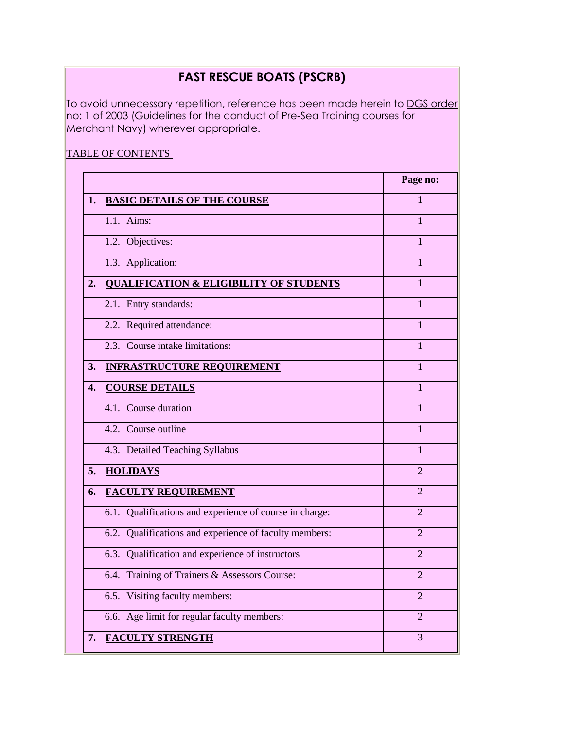# FAST RESCUE BOATS (PSCRB)

To avoid unnecessary repetition, reference has been made herein to DGS order no: 1 of 2003 (Guidelines for the conduct of Pre-Sea Training courses for Merchant Navy) wherever appropriate.

TABLE OF CONTENTS

| | Page no: |
|---|---|
| **1. BASIC DETAILS OF THE COURSE** | 1 |
| 1.1. Aims: | 1 |
| 1.2. Objectives: | 1 |
| 1.3. Application: | 1 |
| **2. QUALIFICATION & ELIGIBILITY OF STUDENTS** | 1 |
| 2.1. Entry standards: | 1 |
| 2.2. Required attendance: | 1 |
| 2.3. Course intake limitations: | 1 |
| **3. INFRASTRUCTURE REQUIREMENT** | 1 |
| **4. COURSE DETAILS** | 1 |
| 4.1. Course duration | 1 |
| 4.2. Course outline | 1 |
| 4.3. Detailed Teaching Syllabus | 1 |
| **5. HOLIDAYS** | 2 |
| **6. FACULTY REQUIREMENT** | 2 |
| 6.1. Qualifications and experience of course in charge: | 2 |
| 6.2. Qualifications and experience of faculty members: | 2 |
| 6.3. Qualification and experience of instructors | 2 |
| 6.4. Training of Trainers & Assessors Course: | 2 |
| 6.5. Visiting faculty members: | 2 |
| 6.6. Age limit for regular faculty members: | 2 |
| **7. FACULTY STRENGTH** | 3 |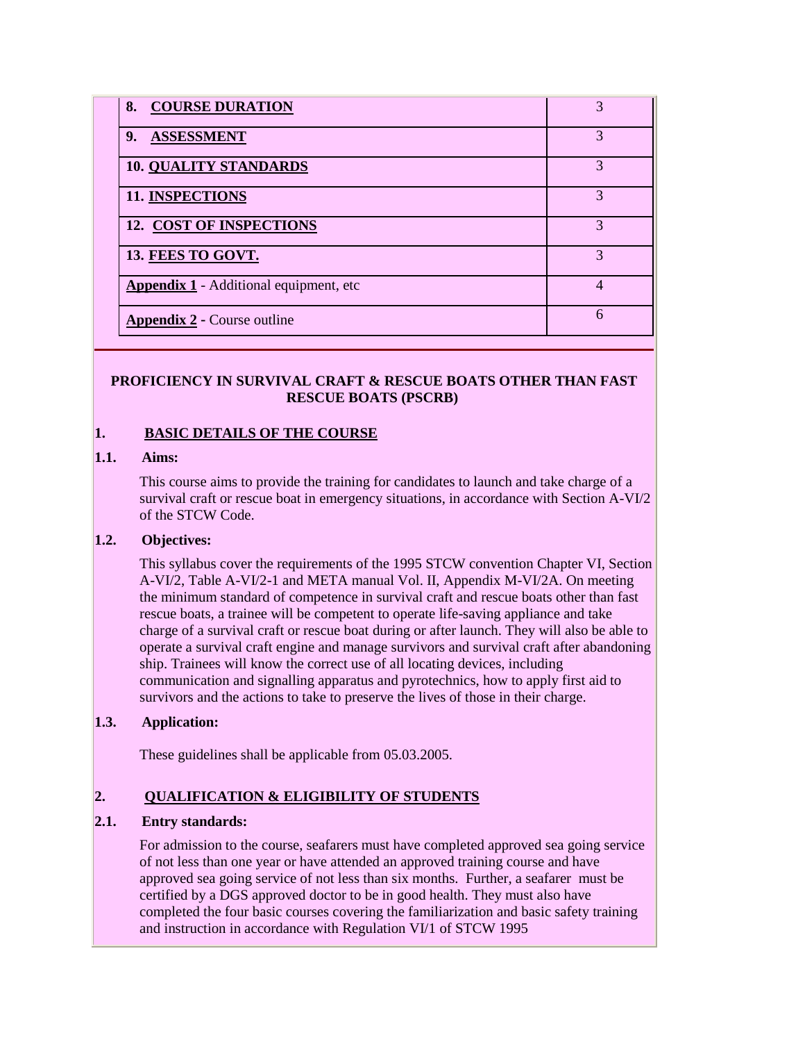| | |
|---|---|
| 8. **COURSE DURATION** | 3 |
| 9. **ASSESSMENT** | 3 |
| 10. **QUALITY STANDARDS** | 3 |
| 11. **INSPECTIONS** | 3 |
| 12. **COST OF INSPECTIONS** | 3 |
| 13. **FEES TO GOVT.** | 3 |
| **Appendix 1** - Additional equipment, etc | 4 |
| **Appendix 2** - Course outline | 6 |

## PROFICIENCY IN SURVIVAL CRAFT & RESCUE BOATS OTHER THAN FAST RESCUE BOATS (PSCRB)

### 1. BASIC DETAILS OF THE COURSE

**1.1. Aims:**

This course aims to provide the training for candidates to launch and take charge of a survival craft or rescue boat in emergency situations, in accordance with Section A-VI/2 of the STCW Code.

**1.2. Objectives:**

This syllabus cover the requirements of the 1995 STCW convention Chapter VI, Section A-VI/2, Table A-VI/2-1 and META manual Vol. II, Appendix M-VI/2A. On meeting the minimum standard of competence in survival craft and rescue boats other than fast rescue boats, a trainee will be competent to operate life-saving appliance and take charge of a survival craft or rescue boat during or after launch. They will also be able to operate a survival craft engine and manage survivors and survival craft after abandoning ship. Trainees will know the correct use of all locating devices, including communication and signalling apparatus and pyrotechnics, how to apply first aid to survivors and the actions to take to preserve the lives of those in their charge.

**1.3. Application:**

These guidelines shall be applicable from 05.03.2005.

### 2. QUALIFICATION & ELIGIBILITY OF STUDENTS

**2.1. Entry standards:**

For admission to the course, seafarers must have completed approved sea going service of not less than one year or have attended an approved training course and have approved sea going service of not less than six months. Further, a seafarer must be certified by a DGS approved doctor to be in good health. They must also have completed the four basic courses covering the familiarization and basic safety training and instruction in accordance with Regulation VI/1 of STCW 1995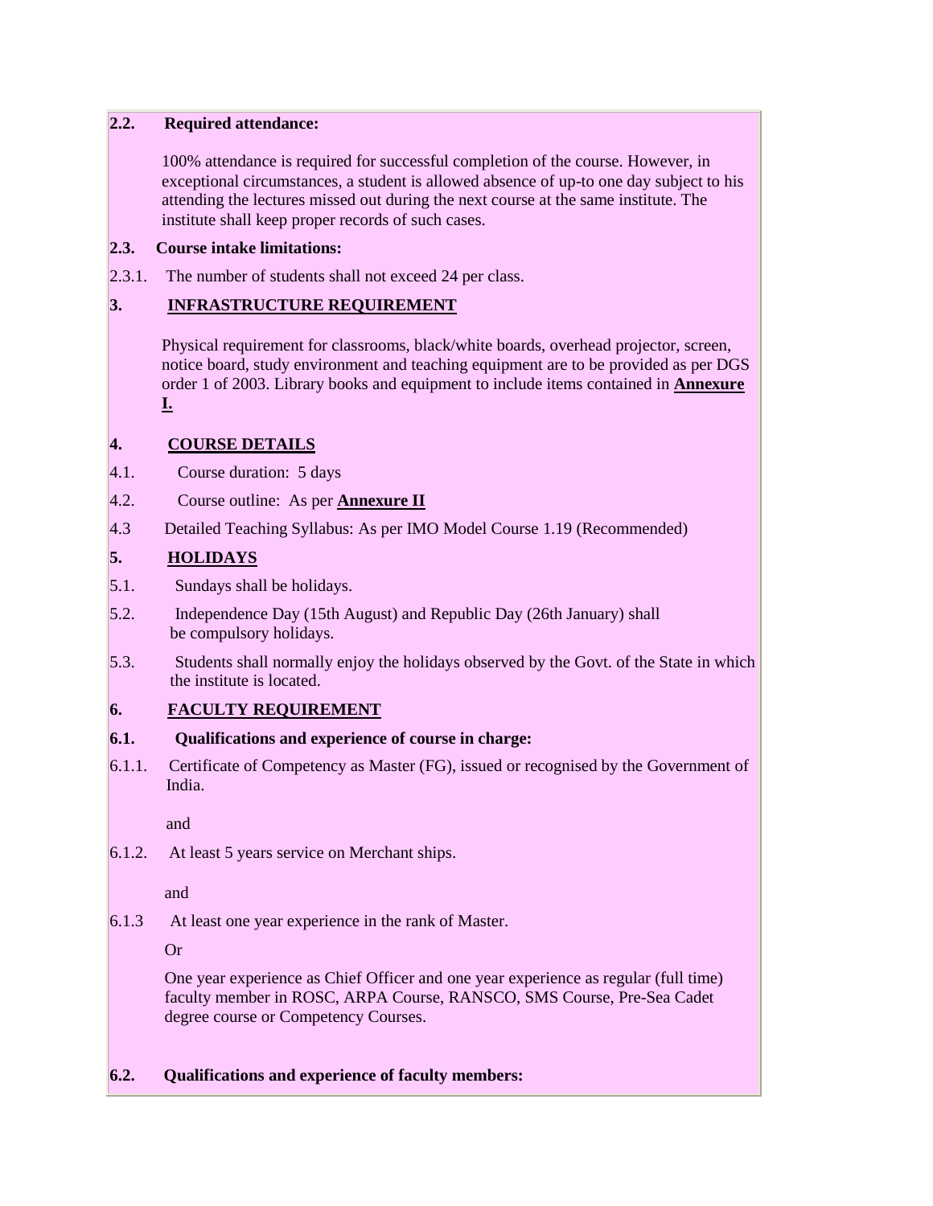**2.2. Required attendance:**

100% attendance is required for successful completion of the course. However, in exceptional circumstances, a student is allowed absence of up-to one day subject to his attending the lectures missed out during the next course at the same institute. The institute shall keep proper records of such cases.

**2.3. Course intake limitations:**

2.3.1. The number of students shall not exceed 24 per class.

## 3. INFRASTRUCTURE REQUIREMENT

Physical requirement for classrooms, black/white boards, overhead projector, screen, notice board, study environment and teaching equipment are to be provided as per DGS order 1 of 2003. Library books and equipment to include items contained in **Annexure I.**

## 4. COURSE DETAILS

4.1. Course duration: 5 days

4.2. Course outline: As per **Annexure II**

4.3 Detailed Teaching Syllabus: As per IMO Model Course 1.19 (Recommended)

## 5. HOLIDAYS

5.1. Sundays shall be holidays.

5.2. Independence Day (15th August) and Republic Day (26th January) shall be compulsory holidays.

5.3. Students shall normally enjoy the holidays observed by the Govt. of the State in which the institute is located.

## 6. FACULTY REQUIREMENT

**6.1. Qualifications and experience of course in charge:**

6.1.1. Certificate of Competency as Master (FG), issued or recognised by the Government of India.

and

6.1.2. At least 5 years service on Merchant ships.

and

6.1.3 At least one year experience in the rank of Master.

Or

One year experience as Chief Officer and one year experience as regular (full time) faculty member in ROSC, ARPA Course, RANSCO, SMS Course, Pre-Sea Cadet degree course or Competency Courses.

**6.2. Qualifications and experience of faculty members:**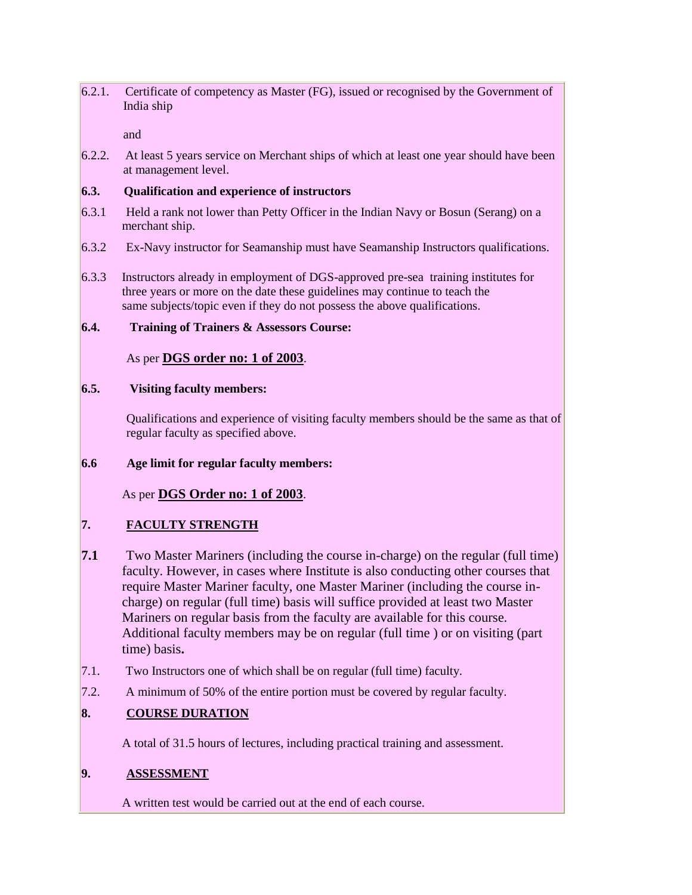6.2.1. Certificate of competency as Master (FG), issued or recognised by the Government of India ship

and

6.2.2. At least 5 years service on Merchant ships of which at least one year should have been at management level.

**6.3. Qualification and experience of instructors**

6.3.1 Held a rank not lower than Petty Officer in the Indian Navy or Bosun (Serang) on a merchant ship.

6.3.2 Ex-Navy instructor for Seamanship must have Seamanship Instructors qualifications.

6.3.3 Instructors already in employment of DGS-approved pre-sea training institutes for three years or more on the date these guidelines may continue to teach the same subjects/topic even if they do not possess the above qualifications.

**6.4. Training of Trainers & Assessors Course:**

As per **DGS order no: 1 of 2003**.

**6.5. Visiting faculty members:**

Qualifications and experience of visiting faculty members should be the same as that of regular faculty as specified above.

**6.6 Age limit for regular faculty members:**

As per **DGS Order no: 1 of 2003**.

## 7. FACULTY STRENGTH

**7.1** Two Master Mariners (including the course in-charge) on the regular (full time) faculty. However, in cases where Institute is also conducting other courses that require Master Mariner faculty, one Master Mariner (including the course in-charge) on regular (full time) basis will suffice provided at least two Master Mariners on regular basis from the faculty are available for this course. Additional faculty members may be on regular (full time ) or on visiting (part time) basis**.**

7.1. Two Instructors one of which shall be on regular (full time) faculty.

7.2. A minimum of 50% of the entire portion must be covered by regular faculty.

## 8. COURSE DURATION

A total of 31.5 hours of lectures, including practical training and assessment.

## 9. ASSESSMENT

A written test would be carried out at the end of each course.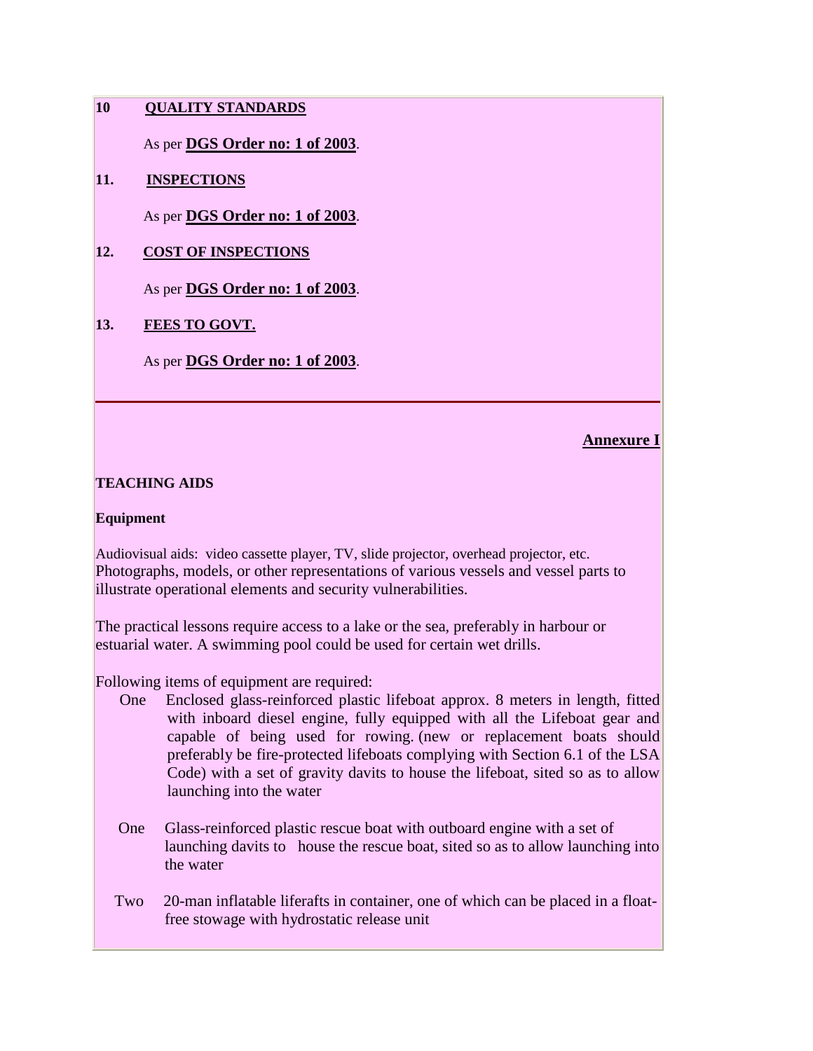**10 QUALITY STANDARDS**

As per **DGS Order no: 1 of 2003**.

**11. INSPECTIONS**

As per **DGS Order no: 1 of 2003**.

**12. COST OF INSPECTIONS**

As per **DGS Order no: 1 of 2003**.

**13. FEES TO GOVT.**

As per **DGS Order no: 1 of 2003**.

---

**Annexure I**

**TEACHING AIDS**

**Equipment**

Audiovisual aids: video cassette player, TV, slide projector, overhead projector, etc.
Photographs, models, or other representations of various vessels and vessel parts to illustrate operational elements and security vulnerabilities.

The practical lessons require access to a lake or the sea, preferably in harbour or estuarial water. A swimming pool could be used for certain wet drills.

Following items of equipment are required:

- One Enclosed glass-reinforced plastic lifeboat approx. 8 meters in length, fitted with inboard diesel engine, fully equipped with all the Lifeboat gear and capable of being used for rowing. (new or replacement boats should preferably be fire-protected lifeboats complying with Section 6.1 of the LSA Code) with a set of gravity davits to house the lifeboat, sited so as to allow launching into the water
- One Glass-reinforced plastic rescue boat with outboard engine with a set of launching davits to house the rescue boat, sited so as to allow launching into the water
- Two 20-man inflatable liferafts in container, one of which can be placed in a float-free stowage with hydrostatic release unit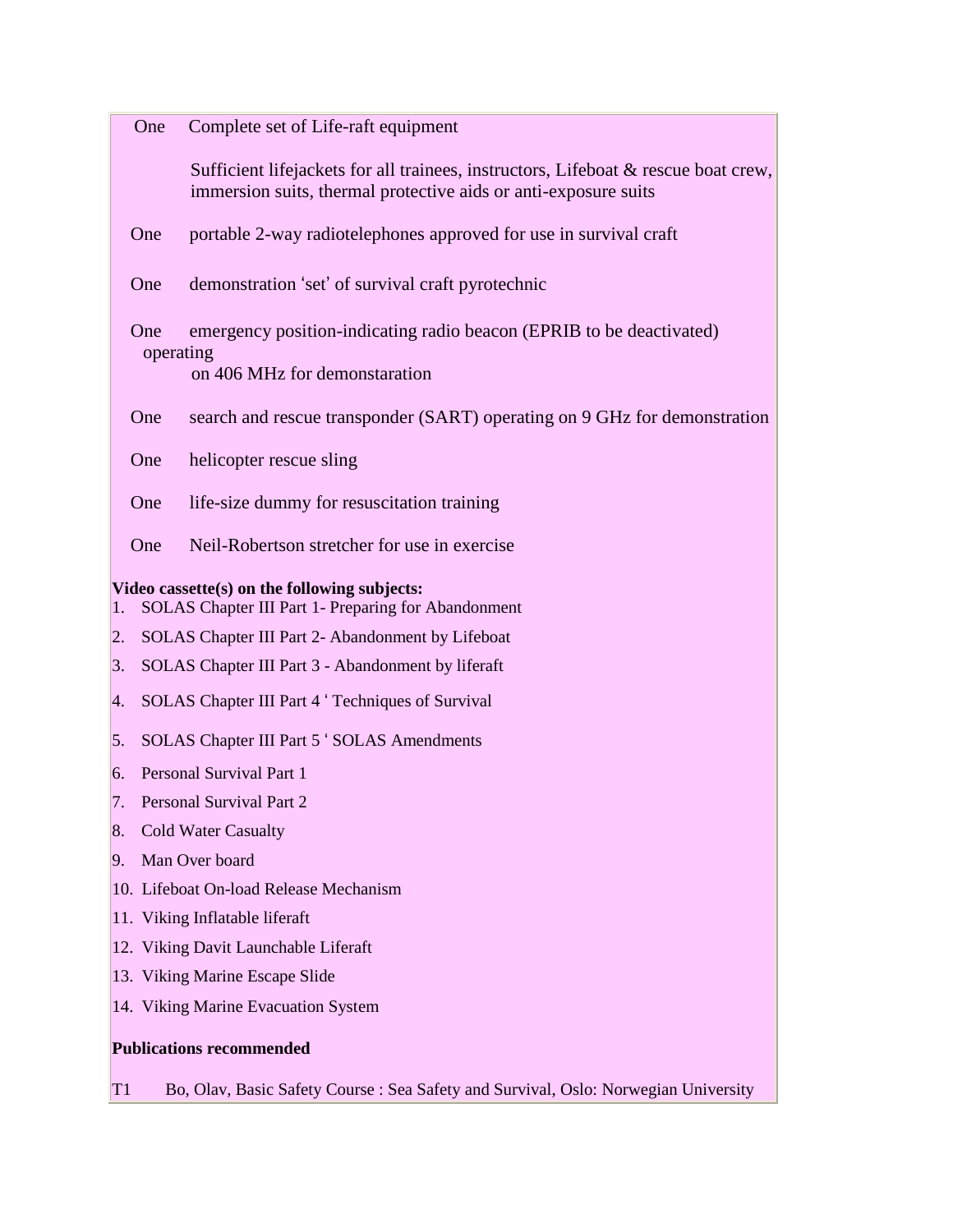One Complete set of Life-raft equipment

Sufficient lifejackets for all trainees, instructors, Lifeboat & rescue boat crew, immersion suits, thermal protective aids or anti-exposure suits

One portable 2-way radiotelephones approved for use in survival craft

One demonstration 'set' of survival craft pyrotechnic

One emergency position-indicating radio beacon (EPRIB to be deactivated) operating on 406 MHz for demonstaration

One search and rescue transponder (SART) operating on 9 GHz for demonstration

One helicopter rescue sling

One life-size dummy for resuscitation training

One Neil-Robertson stretcher for use in exercise

**Video cassette(s) on the following subjects:**

1. SOLAS Chapter III Part 1- Preparing for Abandonment
2. SOLAS Chapter III Part 2- Abandonment by Lifeboat
3. SOLAS Chapter III Part 3 - Abandonment by liferaft
4. SOLAS Chapter III Part 4 ' Techniques of Survival
5. SOLAS Chapter III Part 5 ' SOLAS Amendments
6. Personal Survival Part 1
7. Personal Survival Part 2
8. Cold Water Casualty
9. Man Over board
10. Lifeboat On-load Release Mechanism
11. Viking Inflatable liferaft
12. Viking Davit Launchable Liferaft
13. Viking Marine Escape Slide
14. Viking Marine Evacuation System

**Publications recommended**

T1 Bo, Olav, Basic Safety Course : Sea Safety and Survival, Oslo: Norwegian University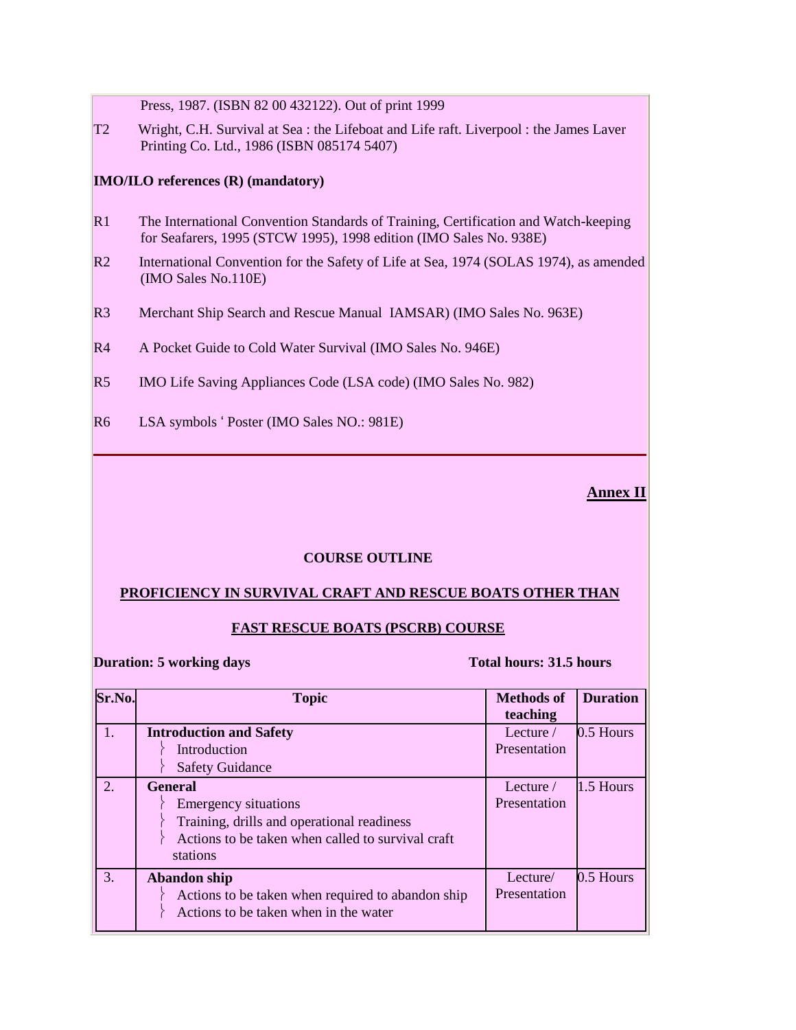Press, 1987. (ISBN 82 00 432122). Out of print 1999

T2 Wright, C.H. Survival at Sea : the Lifeboat and Life raft. Liverpool : the James Laver Printing Co. Ltd., 1986 (ISBN 085174 5407)

**IMO/ILO references (R) (mandatory)**

R1 The International Convention Standards of Training, Certification and Watch-keeping for Seafarers, 1995 (STCW 1995), 1998 edition (IMO Sales No. 938E)

R2 International Convention for the Safety of Life at Sea, 1974 (SOLAS 1974), as amended (IMO Sales No.110E)

R3 Merchant Ship Search and Rescue Manual IAMSAR) (IMO Sales No. 963E)

R4 A Pocket Guide to Cold Water Survival (IMO Sales No. 946E)

R5 IMO Life Saving Appliances Code (LSA code) (IMO Sales No. 982)

R6 LSA symbols ' Poster (IMO Sales NO.: 981E)

---

**Annex II**

**COURSE OUTLINE**

**PROFICIENCY IN SURVIVAL CRAFT AND RESCUE BOATS OTHER THAN FAST RESCUE BOATS (PSCRB) COURSE**

**Duration: 5 working days** **Total hours: 31.5 hours**

| Sr.No. | Topic | Methods of teaching | Duration |
|---|---|---|---|
| 1. | **Introduction and Safety**<br>- Introduction<br>- Safety Guidance | Lecture / Presentation | 0.5 Hours |
| 2. | **General**<br>- Emergency situations<br>- Training, drills and operational readiness<br>- Actions to be taken when called to survival craft stations | Lecture / Presentation | 1.5 Hours |
| 3. | **Abandon ship**<br>- Actions to be taken when required to abandon ship<br>- Actions to be taken when in the water | Lecture/ Presentation | 0.5 Hours |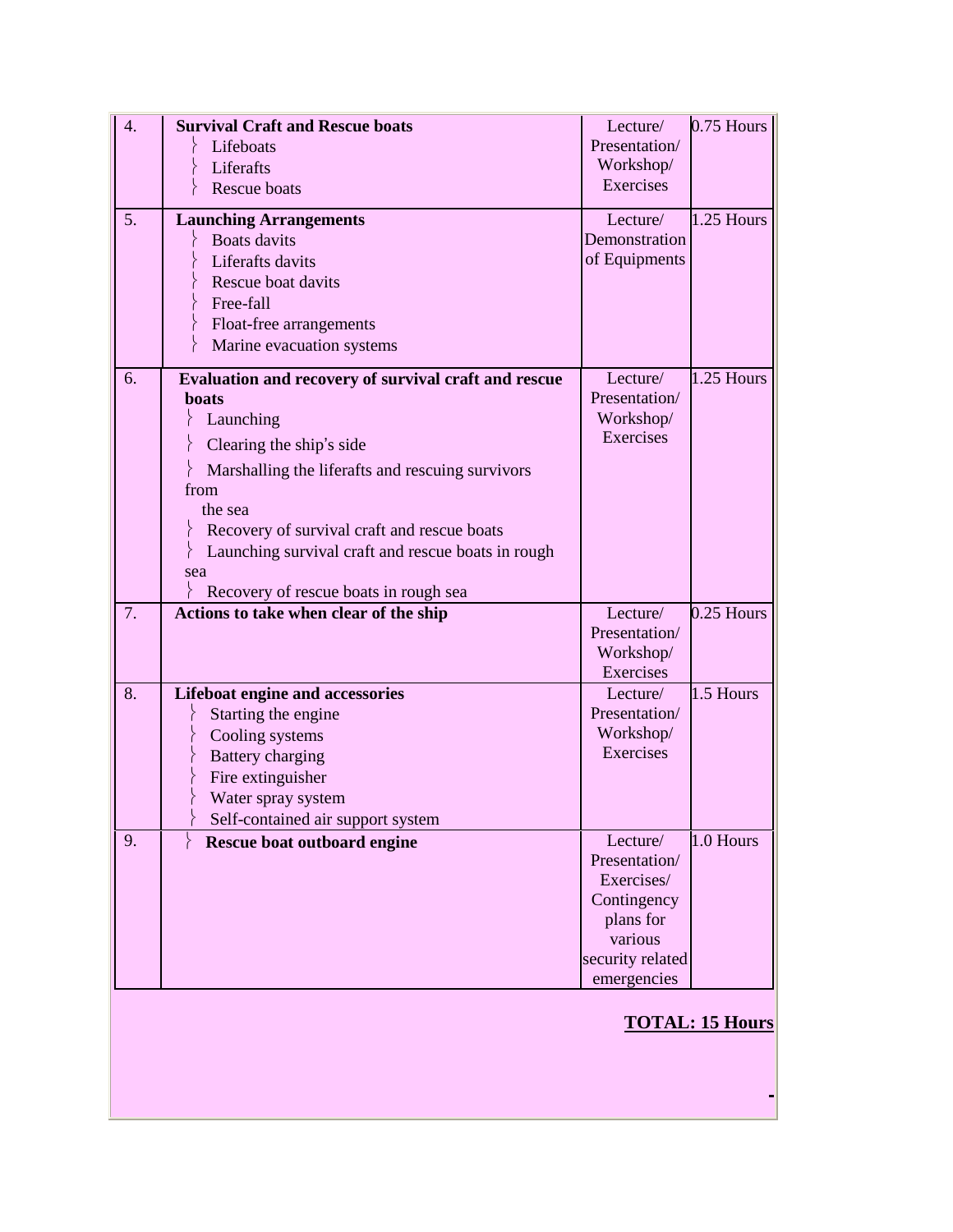| | | | |
|---|---|---|---|
| 4. | **Survival Craft and Rescue boats**<br>- Lifeboats<br>- Liferafts<br>- Rescue boats | Lecture/ Presentation/ Workshop/ Exercises | 0.75 Hours |
| 5. | **Launching Arrangements**<br>- Boats davits<br>- Liferafts davits<br>- Rescue boat davits<br>- Free-fall<br>- Float-free arrangements<br>- Marine evacuation systems | Lecture/ Demonstration of Equipments | 1.25 Hours |
| 6. | **Evaluation and recovery of survival craft and rescue boats**<br>- Launching<br>- Clearing the ship's side<br>- Marshalling the liferafts and rescuing survivors from the sea<br>- Recovery of survival craft and rescue boats<br>- Launching survival craft and rescue boats in rough sea<br>- Recovery of rescue boats in rough sea | Lecture/ Presentation/ Workshop/ Exercises | 1.25 Hours |
| 7. | **Actions to take when clear of the ship** | Lecture/ Presentation/ Workshop/ Exercises | 0.25 Hours |
| 8. | **Lifeboat engine and accessories**<br>- Starting the engine<br>- Cooling systems<br>- Battery charging<br>- Fire extinguisher<br>- Water spray system<br>- Self-contained air support system | Lecture/ Presentation/ Workshop/ Exercises | 1.5 Hours |
| 9. | - **Rescue boat outboard engine** | Lecture/ Presentation/ Exercises/ Contingency plans for various security related emergencies | 1.0 Hours |

**TOTAL: 15 Hours**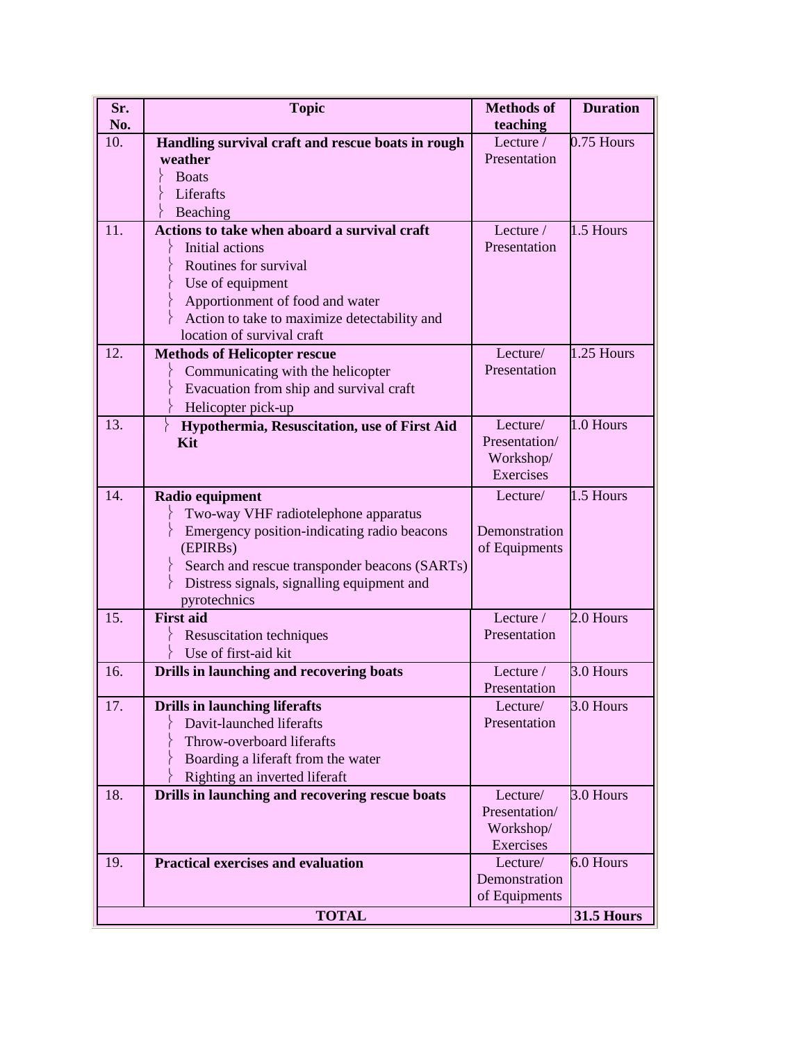| Sr. No. | Topic | Methods of teaching | Duration |
|---|---|---|---|
| 10. | **Handling survival craft and rescue boats in rough weather**<br>- Boats<br>- Liferafts<br>- Beaching | Lecture / Presentation | 0.75 Hours |
| 11. | **Actions to take when aboard a survival craft**<br>- Initial actions<br>- Routines for survival<br>- Use of equipment<br>- Apportionment of food and water<br>- Action to take to maximize detectability and location of survival craft | Lecture / Presentation | 1.5 Hours |
| 12. | **Methods of Helicopter rescue**<br>- Communicating with the helicopter<br>- Evacuation from ship and survival craft<br>- Helicopter pick-up | Lecture/ Presentation | 1.25 Hours |
| 13. | - **Hypothermia, Resuscitation, use of First Aid Kit** | Lecture/ Presentation/ Workshop/ Exercises | 1.0 Hours |
| 14. | **Radio equipment**<br>- Two-way VHF radiotelephone apparatus<br>- Emergency position-indicating radio beacons (EPIRBs)<br>- Search and rescue transponder beacons (SARTs)<br>- Distress signals, signalling equipment and pyrotechnics | Lecture/ Demonstration of Equipments | 1.5 Hours |
| 15. | **First aid**<br>- Resuscitation techniques<br>- Use of first-aid kit | Lecture / Presentation | 2.0 Hours |
| 16. | **Drills in launching and recovering boats** | Lecture / Presentation | 3.0 Hours |
| 17. | **Drills in launching liferafts**<br>- Davit-launched liferafts<br>- Throw-overboard liferafts<br>- Boarding a liferaft from the water<br>- Righting an inverted liferaft | Lecture/ Presentation | 3.0 Hours |
| 18. | **Drills in launching and recovering rescue boats** | Lecture/ Presentation/ Workshop/ Exercises | 3.0 Hours |
| 19. | **Practical exercises and evaluation** | Lecture/ Demonstration of Equipments | 6.0 Hours |
| **TOTAL** | | | **31.5 Hours** |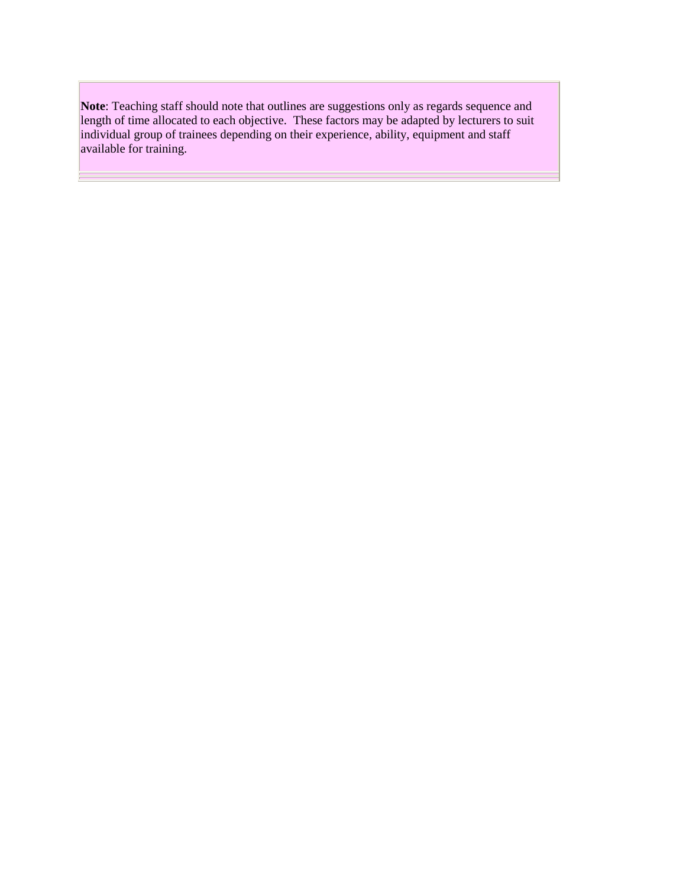**Note**: Teaching staff should note that outlines are suggestions only as regards sequence and length of time allocated to each objective.  These factors may be adapted by lecturers to suit individual group of trainees depending on their experience, ability, equipment and staff available for training.